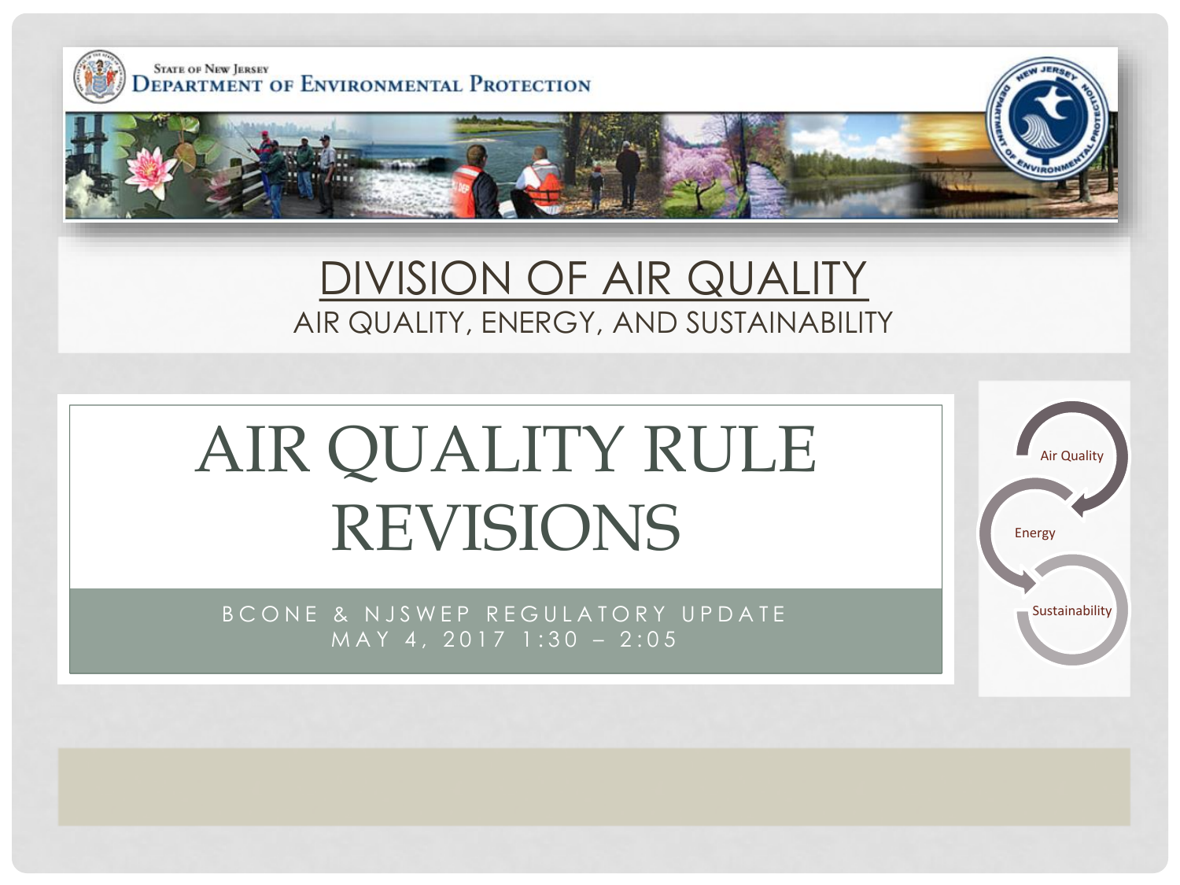State of New Jersey
Department of Environmental Protection

# DIVISION OF AIR QUALITY

AIR QUALITY, ENERGY, AND SUSTAINABILITY

# AIR QUALITY RULE REVISIONS

BCONE & NJSWEP REGULATORY UPDATE
MAY 4, 2017 1:30 – 2:05

Air Quality
Energy
Sustainability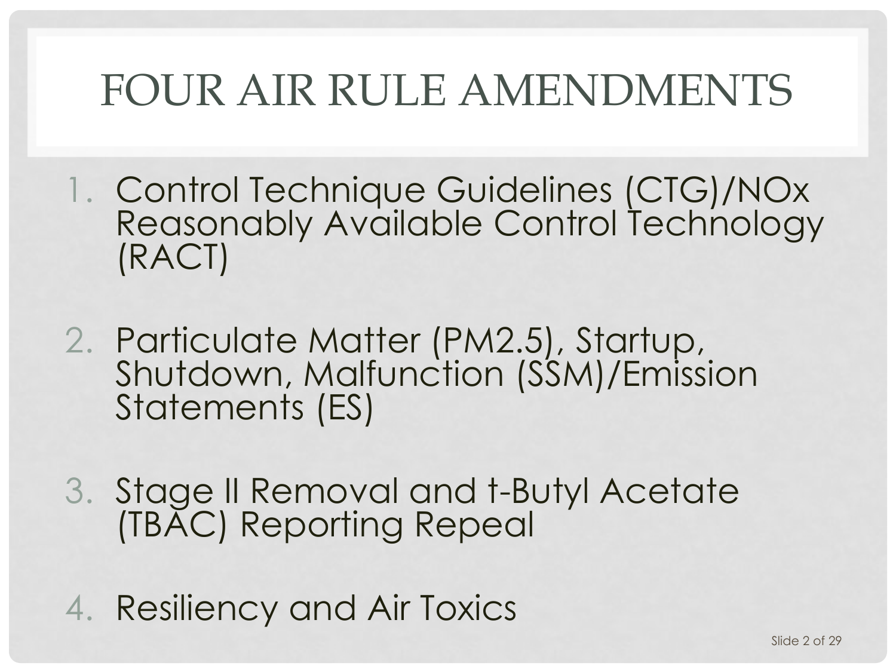# FOUR AIR RULE AMENDMENTS

1. Control Technique Guidelines (CTG)/NOx Reasonably Available Control Technology (RACT)

2. Particulate Matter (PM2.5), Startup, Shutdown, Malfunction (SSM)/Emission Statements (ES)

3. Stage II Removal and t-Butyl Acetate (TBAC) Reporting Repeal

4. Resiliency and Air Toxics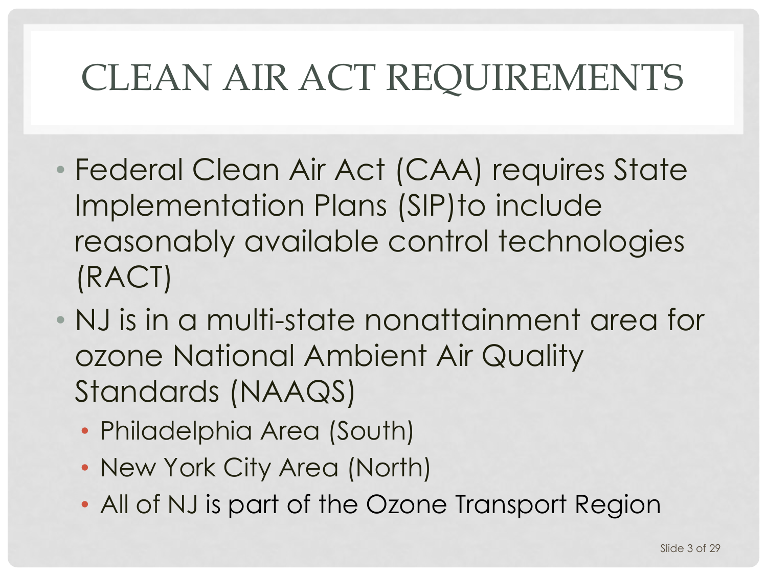# CLEAN AIR ACT REQUIREMENTS

- Federal Clean Air Act (CAA) requires State Implementation Plans (SIP)to include reasonably available control technologies (RACT)
- NJ is in a multi-state nonattainment area for ozone National Ambient Air Quality Standards (NAAQS)
  - Philadelphia Area (South)
  - New York City Area (North)
  - All of NJ is part of the Ozone Transport Region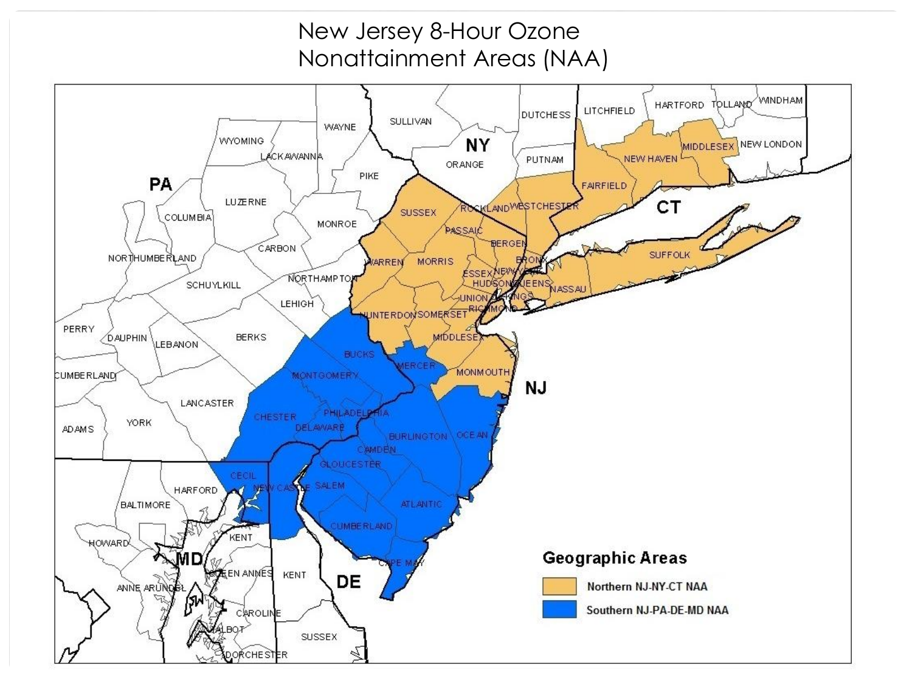# New Jersey 8-Hour Ozone Nonattainment Areas (NAA)

**Geographic Areas**

- Northern NJ-NY-CT NAA
- Southern NJ-PA-DE-MD NAA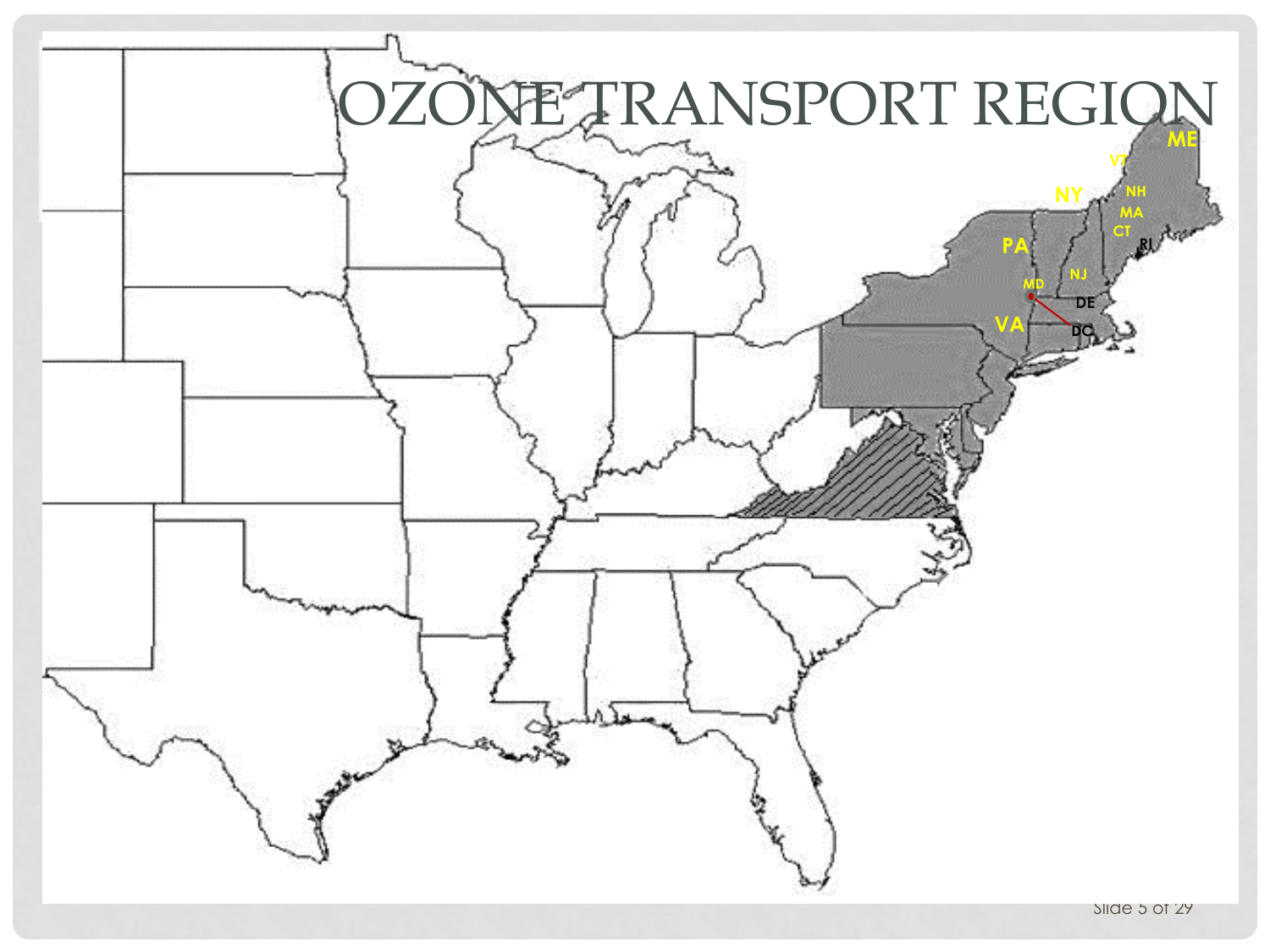# OZONE TRANSPORT REGION

ME

VT

NH

NY

MA

CT

RI

PA

NJ

MD

DE

VA

DC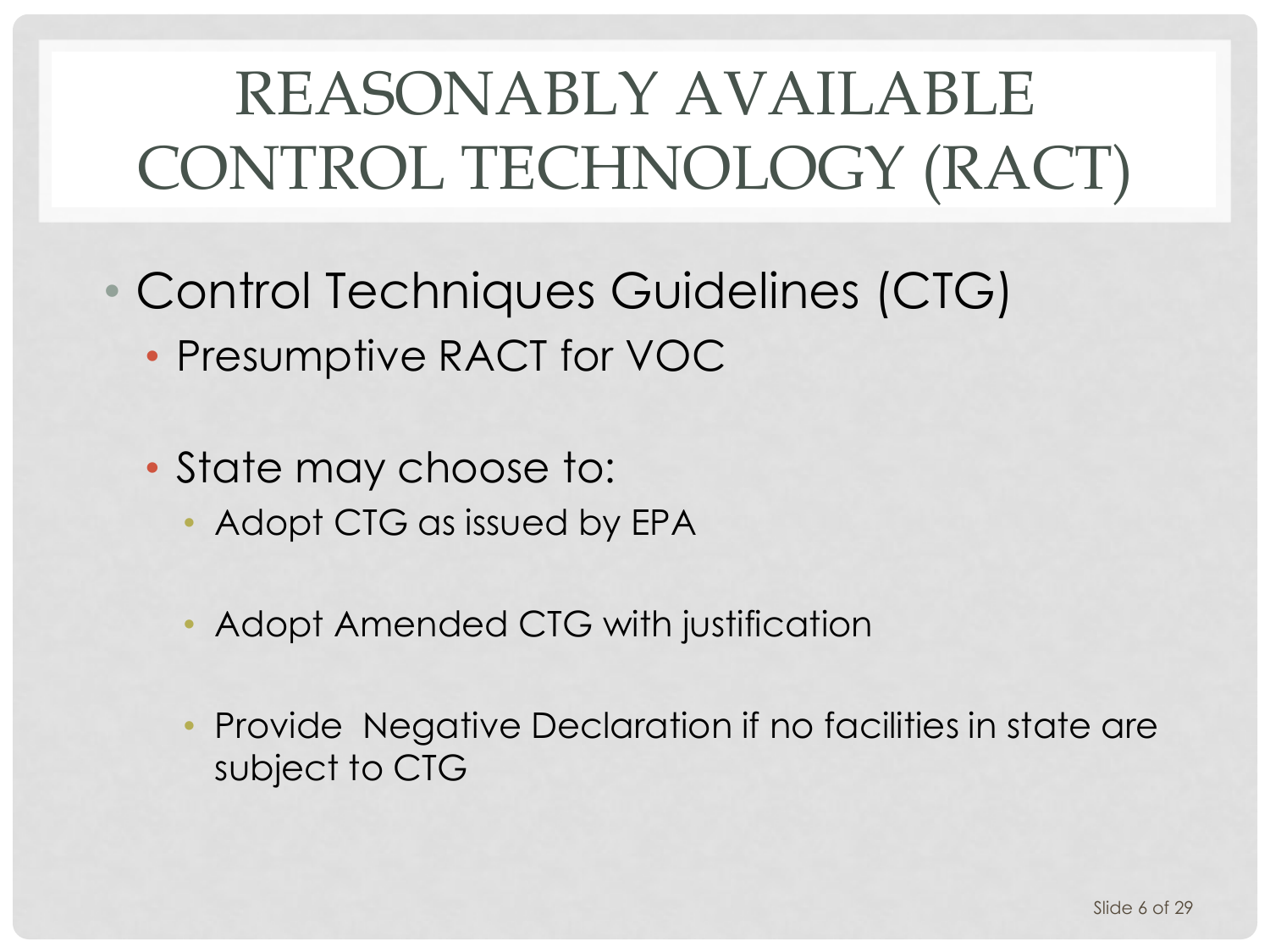# REASONABLY AVAILABLE CONTROL TECHNOLOGY (RACT)

- Control Techniques Guidelines (CTG)
  - Presumptive RACT for VOC
  - State may choose to:
    - Adopt CTG as issued by EPA
    - Adopt Amended CTG with justification
    - Provide Negative Declaration if no facilities in state are subject to CTG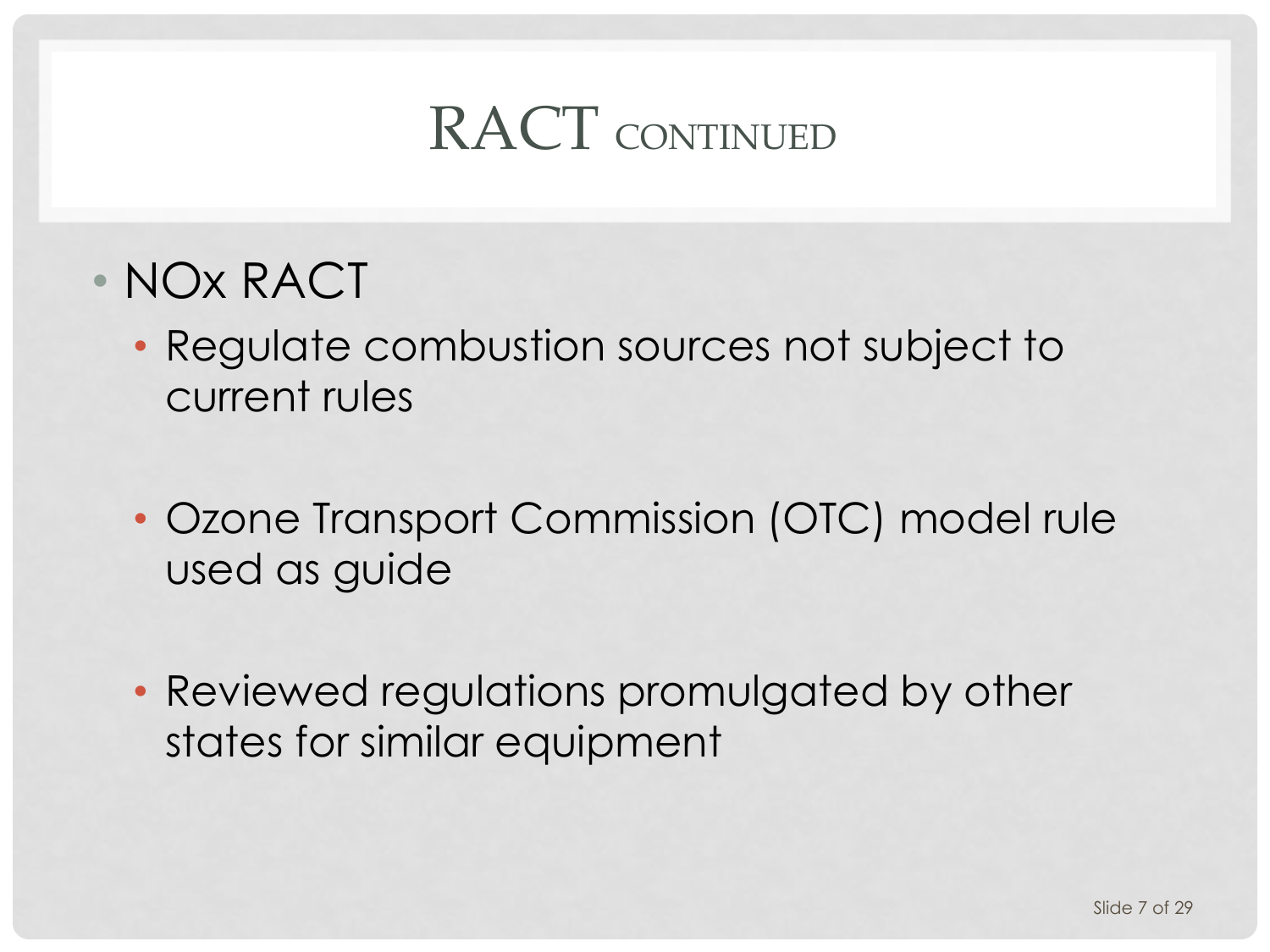# RACT CONTINUED

- NOx RACT
  - Regulate combustion sources not subject to current rules
  - Ozone Transport Commission (OTC) model rule used as guide
  - Reviewed regulations promulgated by other states for similar equipment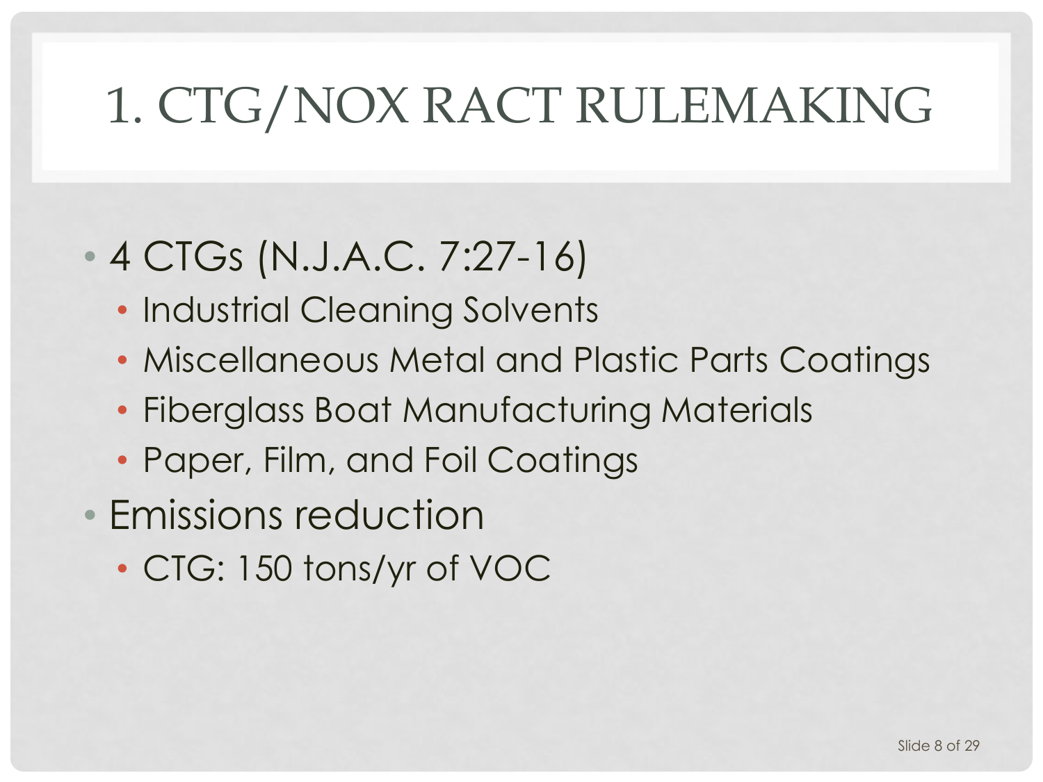# 1. CTG/NOX RACT RULEMAKING

- 4 CTGs (N.J.A.C. 7:27-16)
  - Industrial Cleaning Solvents
  - Miscellaneous Metal and Plastic Parts Coatings
  - Fiberglass Boat Manufacturing Materials
  - Paper, Film, and Foil Coatings
- Emissions reduction
  - CTG: 150 tons/yr of VOC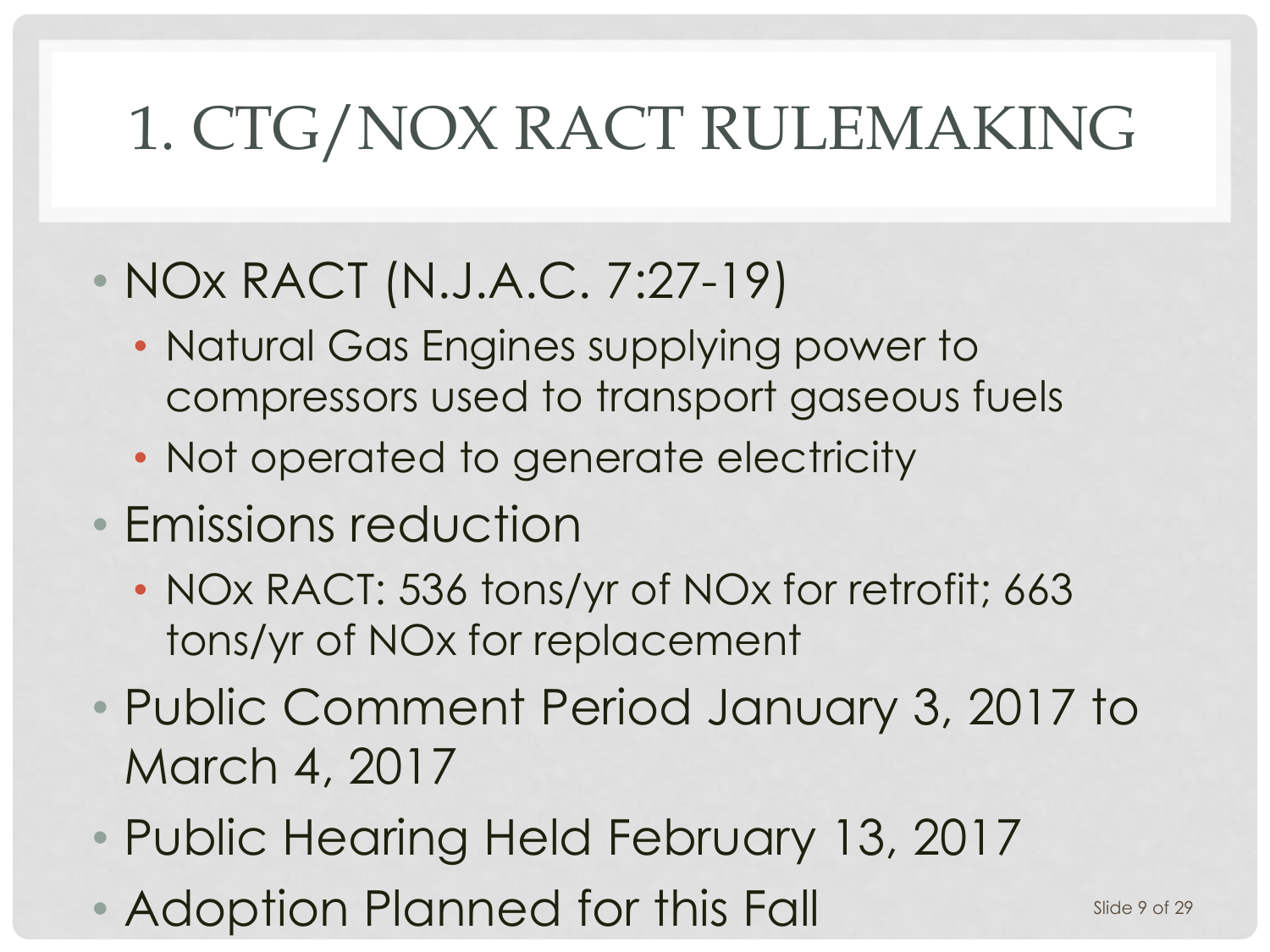# 1. CTG/NOX RACT RULEMAKING

- NOx RACT (N.J.A.C. 7:27-19)
  - Natural Gas Engines supplying power to compressors used to transport gaseous fuels
  - Not operated to generate electricity
- Emissions reduction
  - NOx RACT: 536 tons/yr of NOx for retrofit; 663 tons/yr of NOx for replacement
- Public Comment Period January 3, 2017 to March 4, 2017
- Public Hearing Held February 13, 2017
- Adoption Planned for this Fall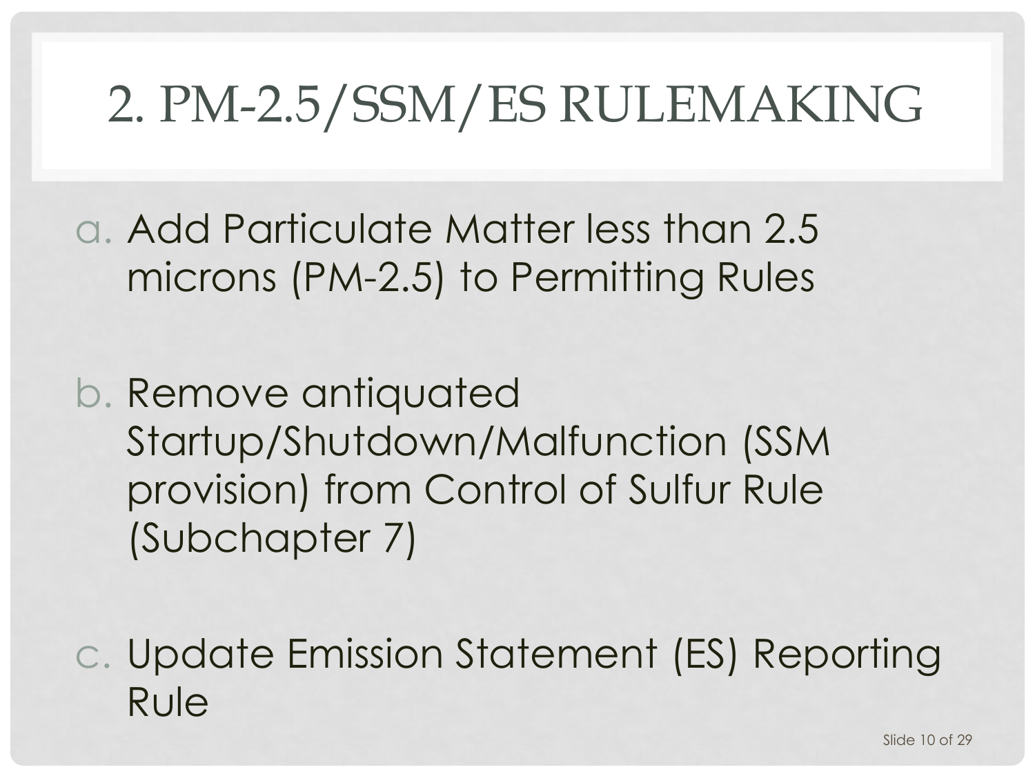# 2. PM-2.5/SSM/ES RULEMAKING

a. Add Particulate Matter less than 2.5 microns (PM-2.5) to Permitting Rules

b. Remove antiquated Startup/Shutdown/Malfunction (SSM provision) from Control of Sulfur Rule (Subchapter 7)

c. Update Emission Statement (ES) Reporting Rule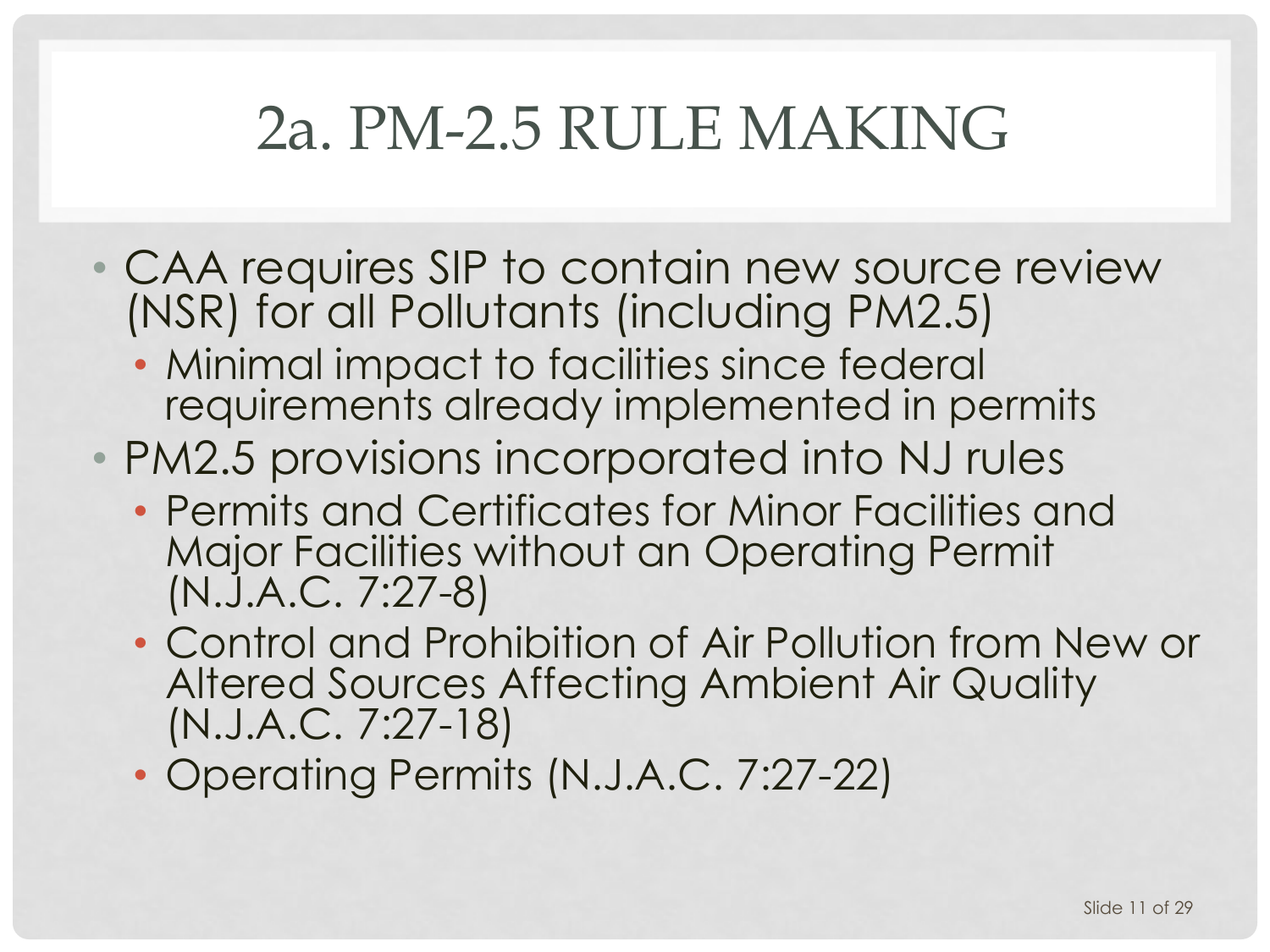# 2a. PM-2.5 RULE MAKING

- CAA requires SIP to contain new source review (NSR) for all Pollutants (including PM2.5)
  - Minimal impact to facilities since federal requirements already implemented in permits
- PM2.5 provisions incorporated into NJ rules
  - Permits and Certificates for Minor Facilities and Major Facilities without an Operating Permit (N.J.A.C. 7:27-8)
  - Control and Prohibition of Air Pollution from New or Altered Sources Affecting Ambient Air Quality (N.J.A.C. 7:27-18)
  - Operating Permits (N.J.A.C. 7:27-22)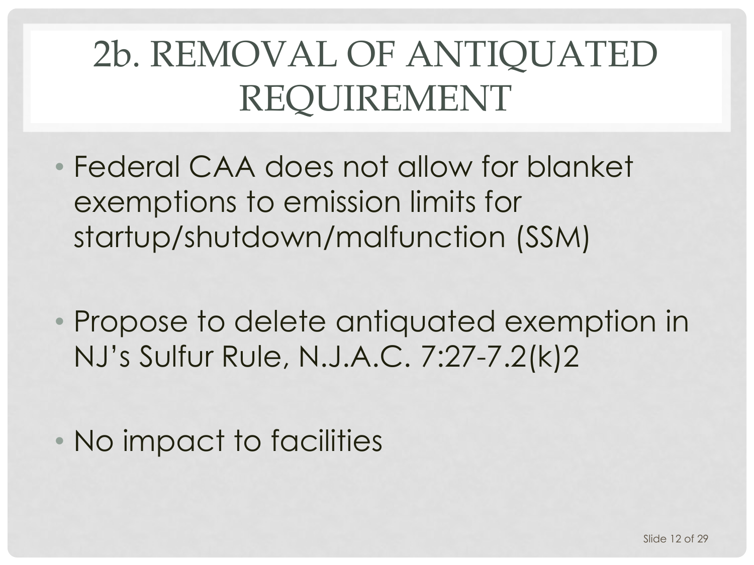# 2b. REMOVAL OF ANTIQUATED REQUIREMENT

- Federal CAA does not allow for blanket exemptions to emission limits for startup/shutdown/malfunction (SSM)
- Propose to delete antiquated exemption in NJ's Sulfur Rule, N.J.A.C. 7:27-7.2(k)2
- No impact to facilities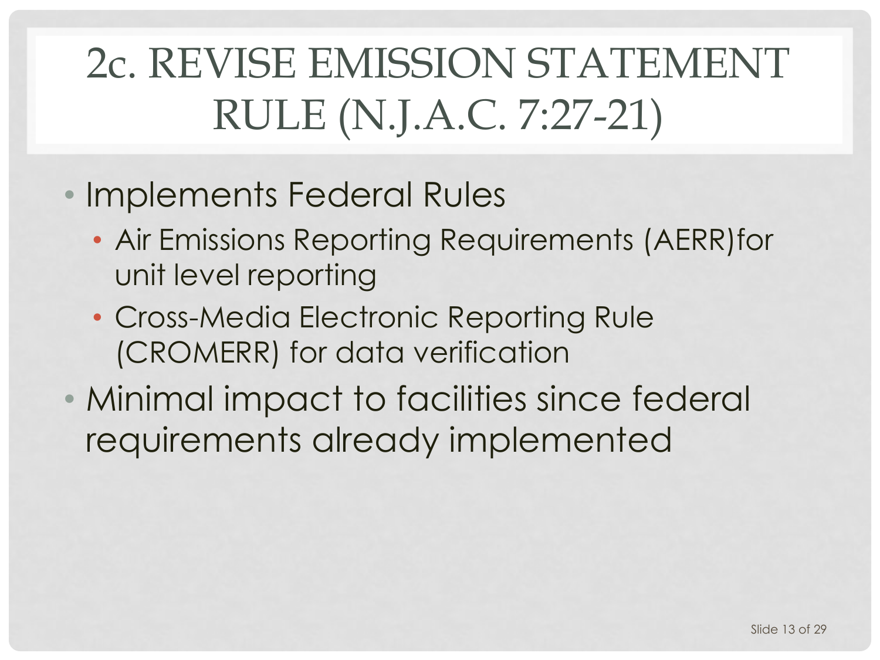# 2c. REVISE EMISSION STATEMENT RULE (N.J.A.C. 7:27-21)

- Implements Federal Rules
  - Air Emissions Reporting Requirements (AERR)for unit level reporting
  - Cross-Media Electronic Reporting Rule (CROMERR) for data verification
- Minimal impact to facilities since federal requirements already implemented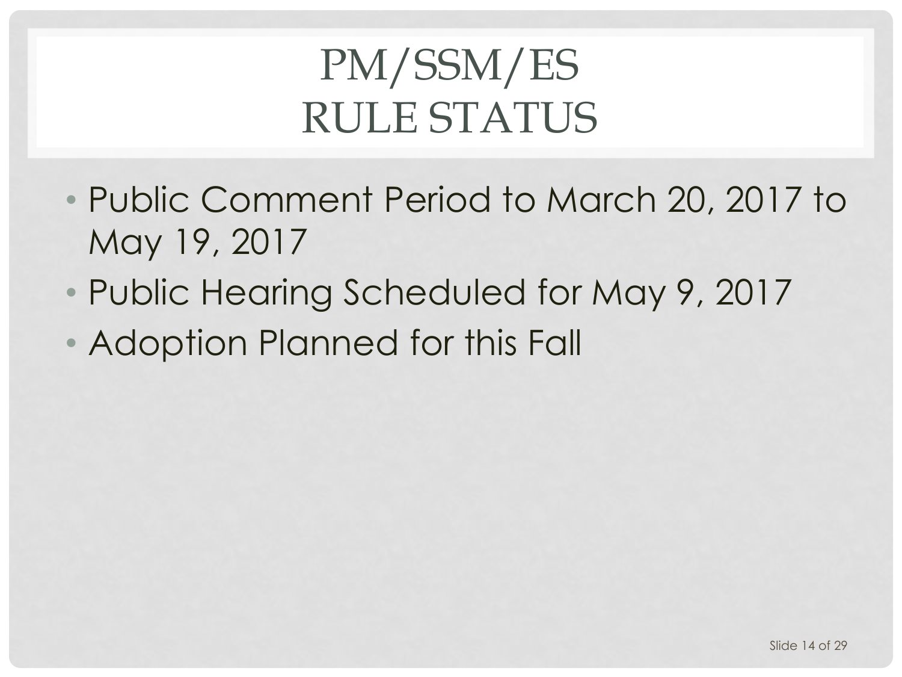# PM/SSM/ES RULE STATUS

- Public Comment Period to March 20, 2017 to May 19, 2017
- Public Hearing Scheduled for May 9, 2017
- Adoption Planned for this Fall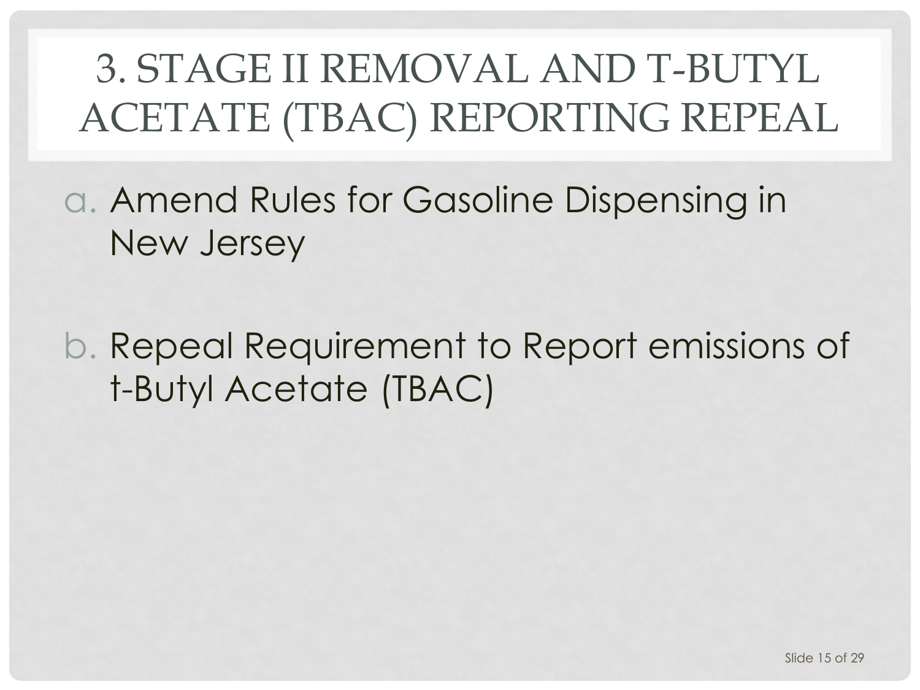# 3. STAGE II REMOVAL AND T-BUTYL ACETATE (TBAC) REPORTING REPEAL

a. Amend Rules for Gasoline Dispensing in New Jersey

b. Repeal Requirement to Report emissions of t-Butyl Acetate (TBAC)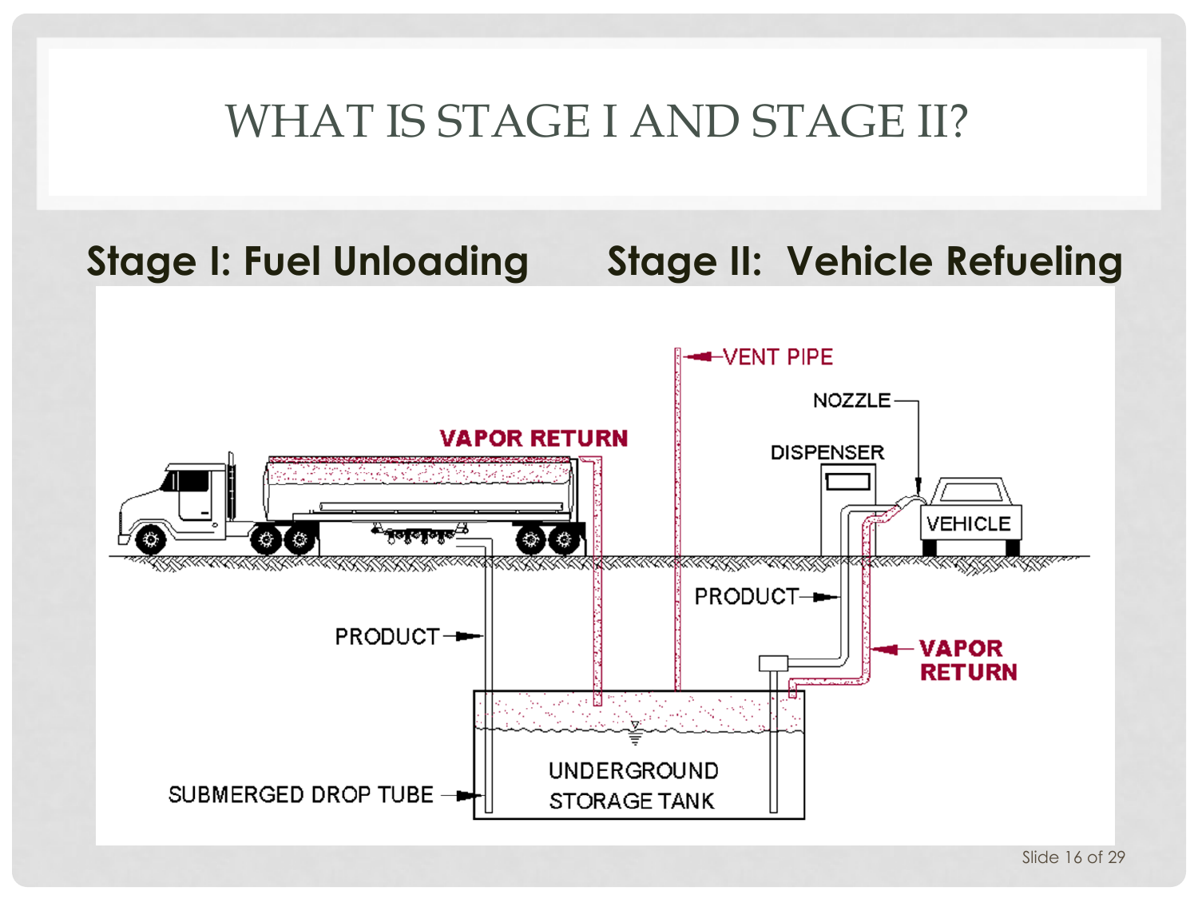# WHAT IS STAGE I AND STAGE II?

**Stage I: Fuel Unloading** | **Stage II: Vehicle Refueling**

VENT PIPE

NOZZLE

VAPOR RETURN

DISPENSER

VEHICLE

PRODUCT

PRODUCT

VAPOR RETURN

UNDERGROUND STORAGE TANK

SUBMERGED DROP TUBE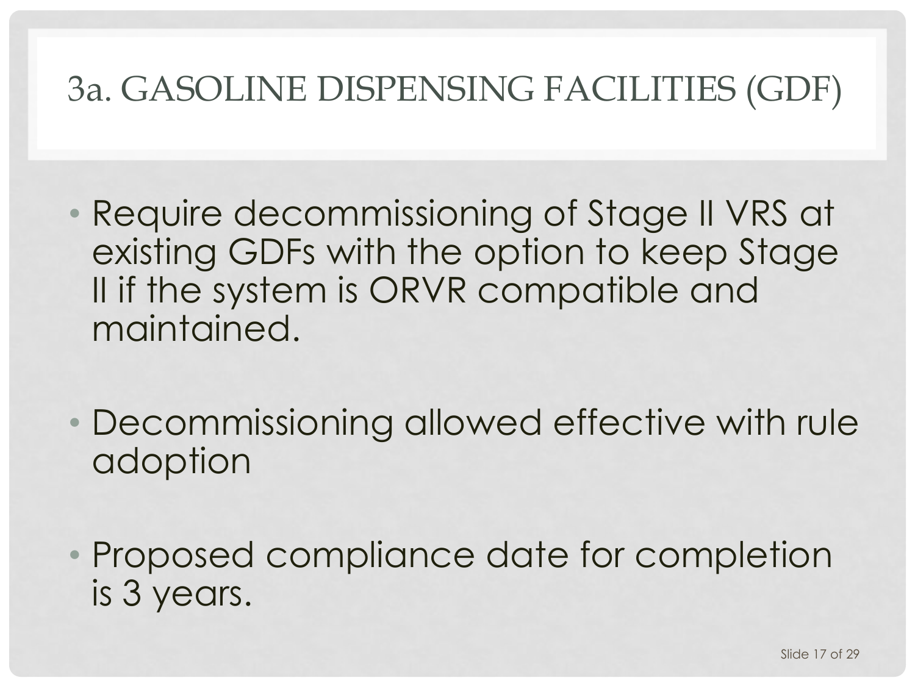# 3a. GASOLINE DISPENSING FACILITIES (GDF)

- Require decommissioning of Stage II VRS at existing GDFs with the option to keep Stage II if the system is ORVR compatible and maintained.
- Decommissioning allowed effective with rule adoption
- Proposed compliance date for completion is 3 years.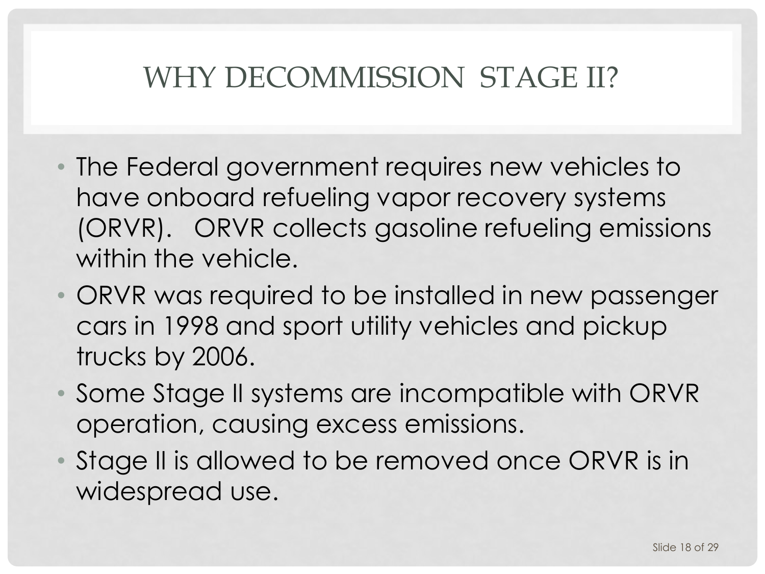# WHY DECOMMISSION STAGE II?

- The Federal government requires new vehicles to have onboard refueling vapor recovery systems (ORVR). ORVR collects gasoline refueling emissions within the vehicle.
- ORVR was required to be installed in new passenger cars in 1998 and sport utility vehicles and pickup trucks by 2006.
- Some Stage II systems are incompatible with ORVR operation, causing excess emissions.
- Stage II is allowed to be removed once ORVR is in widespread use.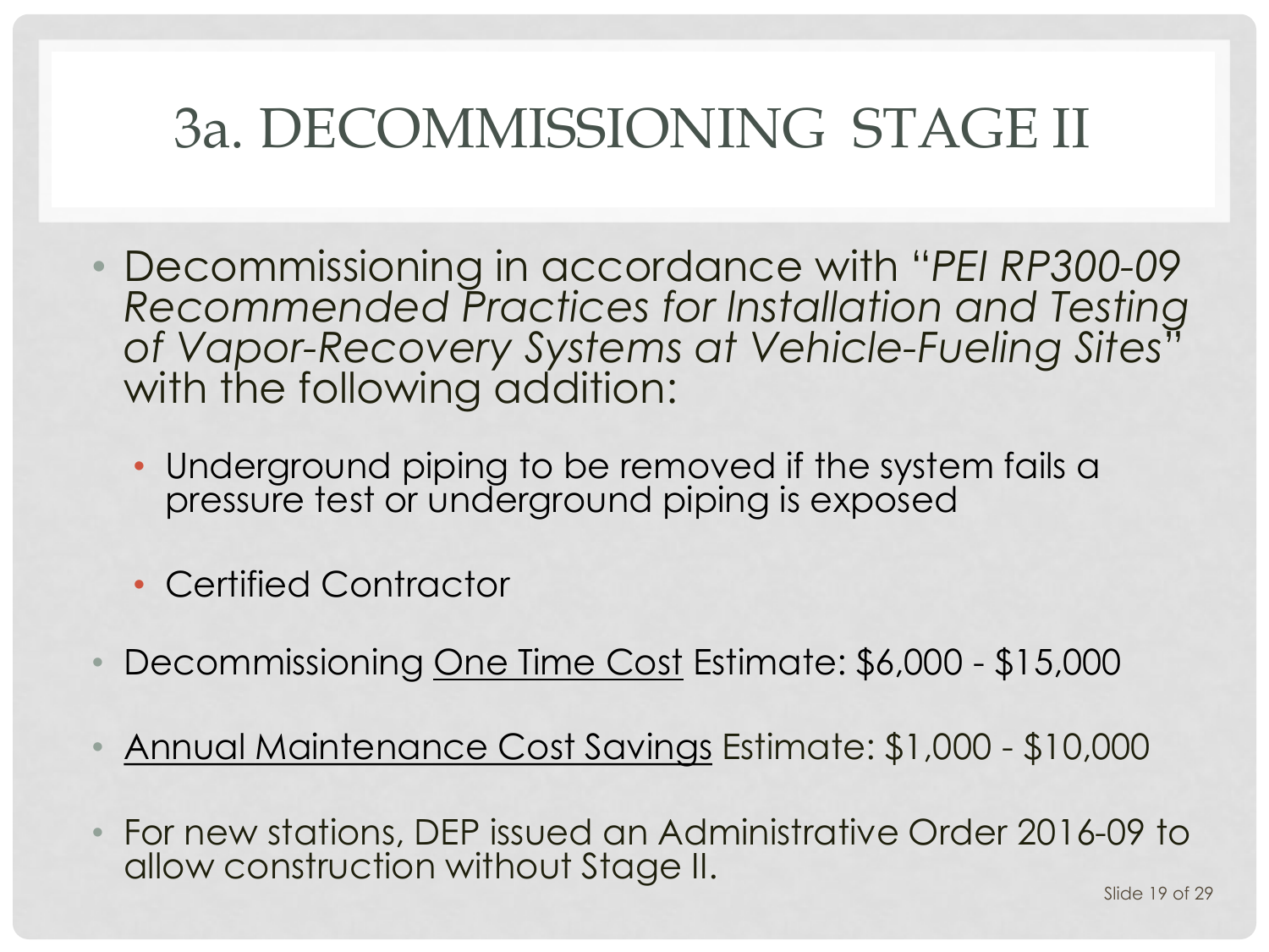# 3a. DECOMMISSIONING STAGE II

- Decommissioning in accordance with "*PEI RP300-09 Recommended Practices for Installation and Testing of Vapor-Recovery Systems at Vehicle-Fueling Sites*" with the following addition:
  - Underground piping to be removed if the system fails a pressure test or underground piping is exposed
  - Certified Contractor
- Decommissioning <u>One Time Cost</u> Estimate: $6,000 - $15,000
- <u>Annual Maintenance Cost Savings</u> Estimate: $1,000 - $10,000
- For new stations, DEP issued an Administrative Order 2016-09 to allow construction without Stage II.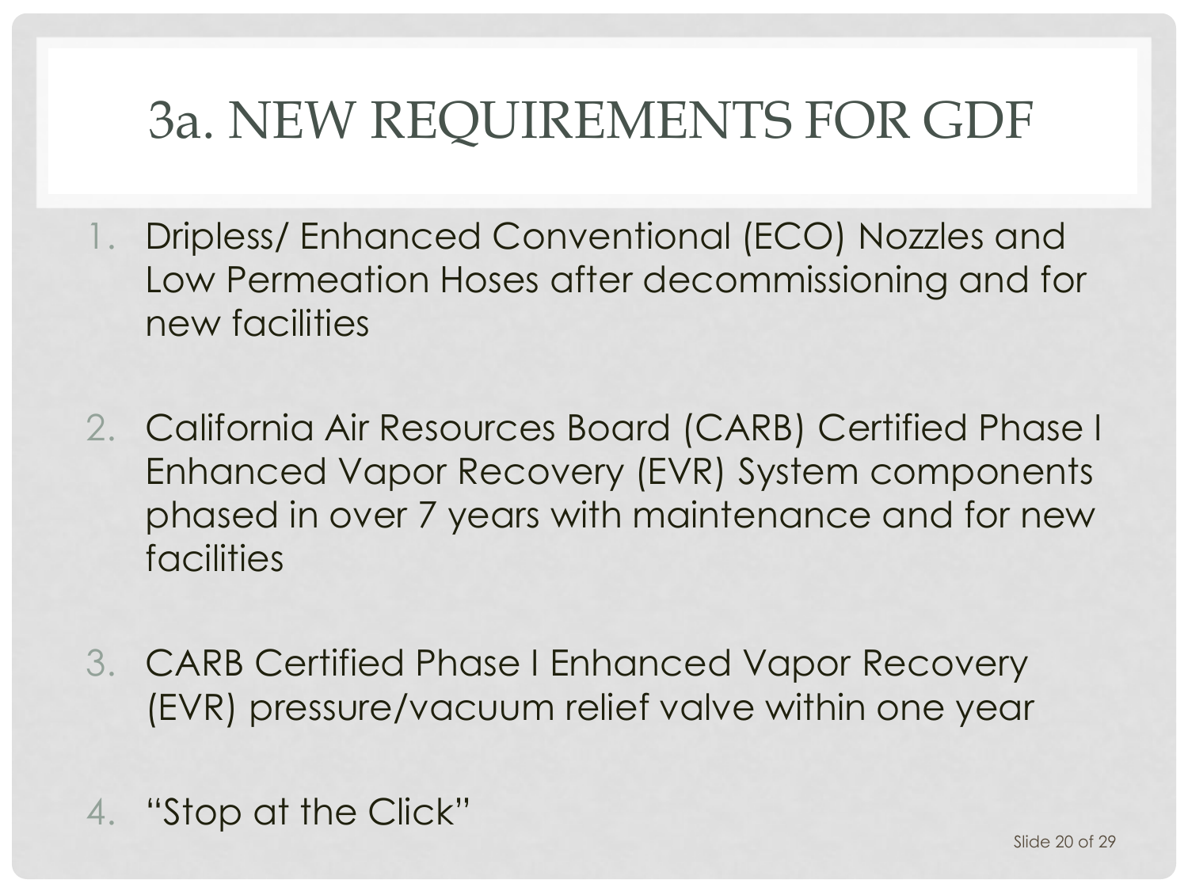# 3a. NEW REQUIREMENTS FOR GDF

1. Dripless/ Enhanced Conventional (ECO) Nozzles and Low Permeation Hoses after decommissioning and for new facilities

2. California Air Resources Board (CARB) Certified Phase I Enhanced Vapor Recovery (EVR) System components phased in over 7 years with maintenance and for new facilities

3. CARB Certified Phase I Enhanced Vapor Recovery (EVR) pressure/vacuum relief valve within one year

4. "Stop at the Click"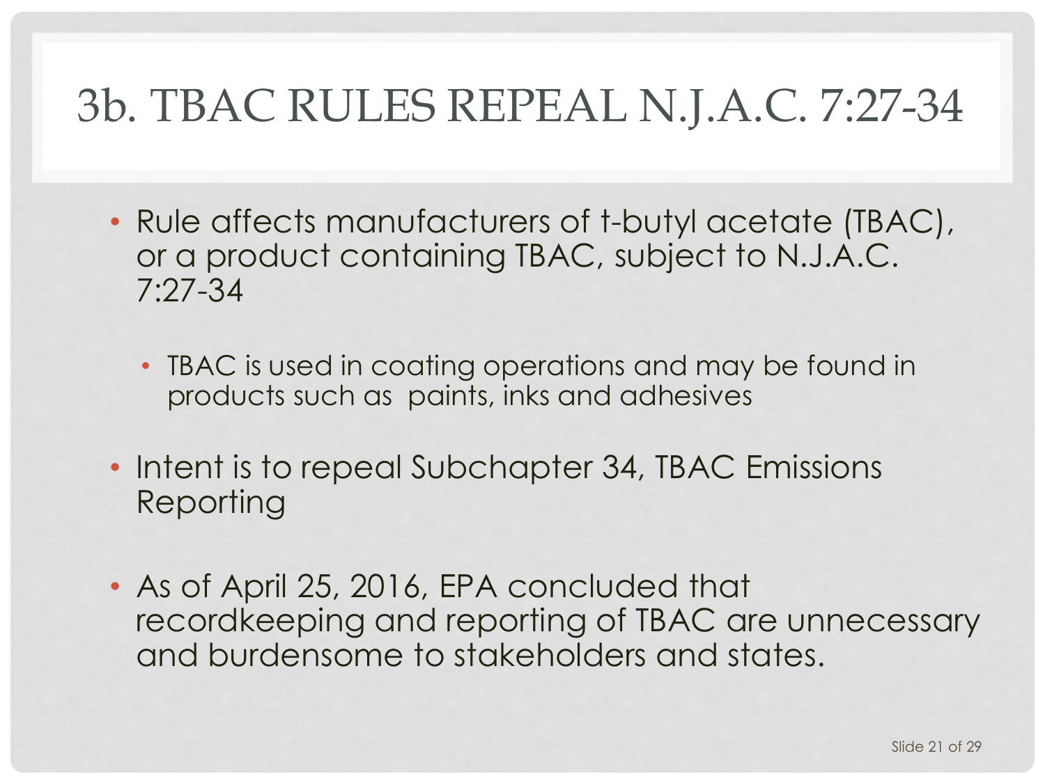# 3b. TBAC RULES REPEAL N.J.A.C. 7:27-34

- Rule affects manufacturers of t-butyl acetate (TBAC), or a product containing TBAC, subject to N.J.A.C. 7:27-34
  - TBAC is used in coating operations and may be found in products such as paints, inks and adhesives
- Intent is to repeal Subchapter 34, TBAC Emissions Reporting
- As of April 25, 2016, EPA concluded that recordkeeping and reporting of TBAC are unnecessary and burdensome to stakeholders and states.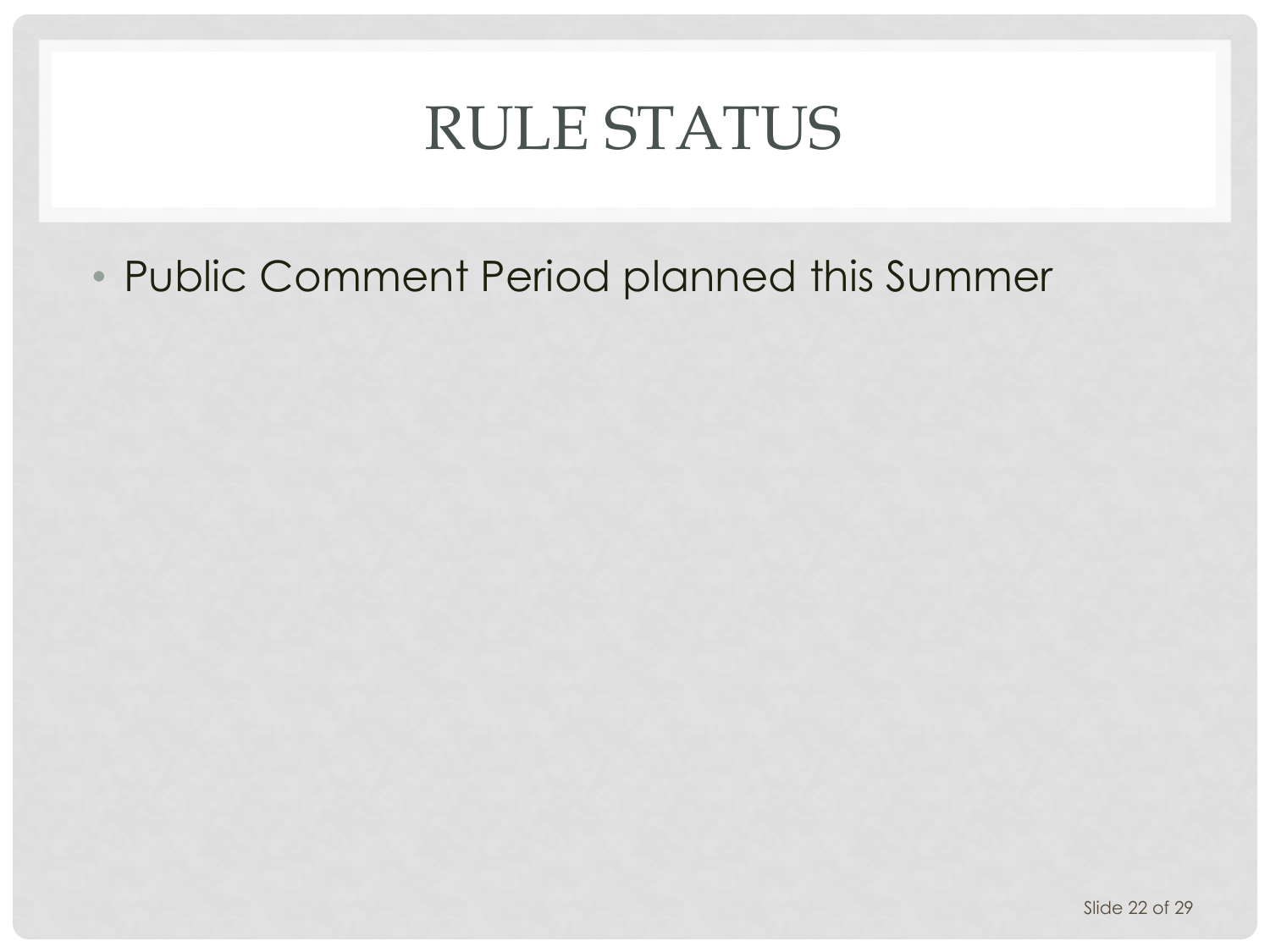# RULE STATUS

- Public Comment Period planned this Summer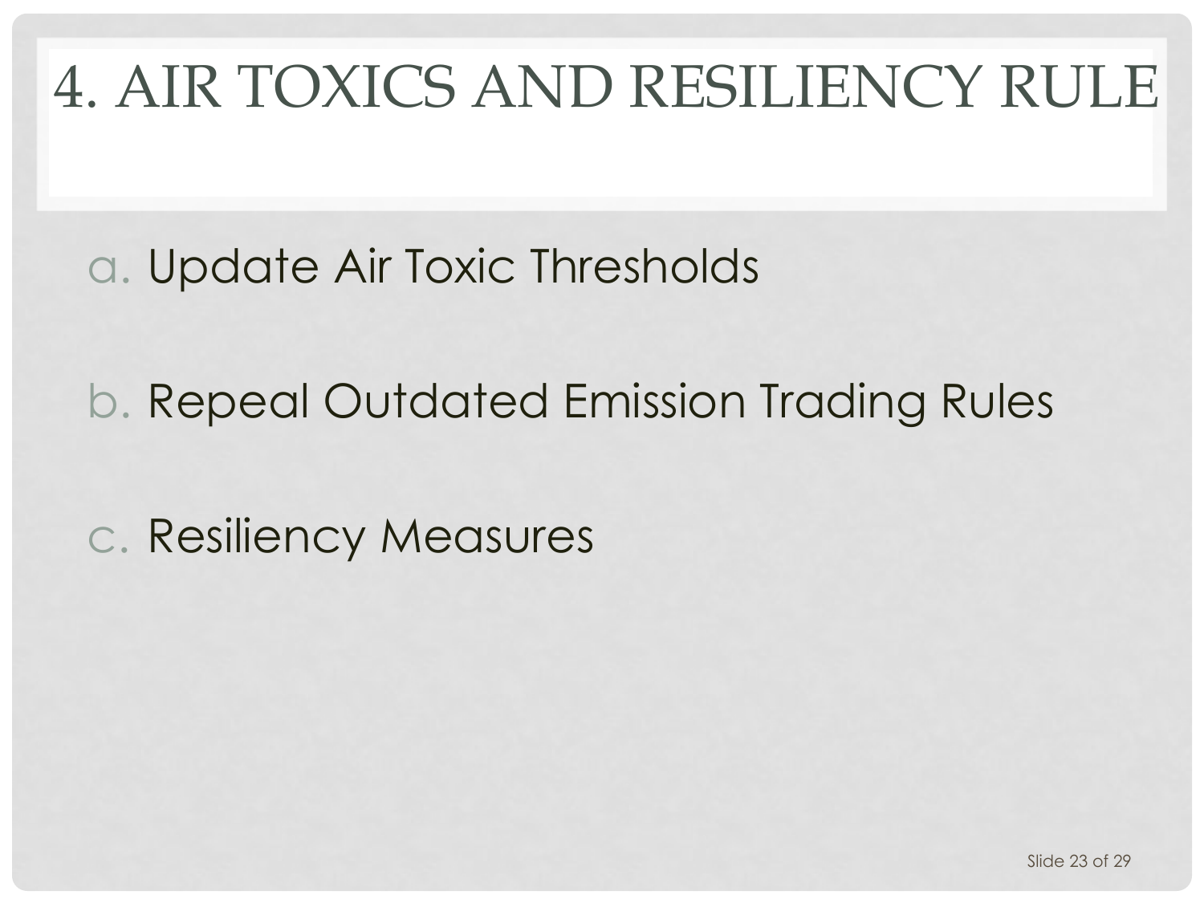# 4. AIR TOXICS AND RESILIENCY RULE

a. Update Air Toxic Thresholds

b. Repeal Outdated Emission Trading Rules

c. Resiliency Measures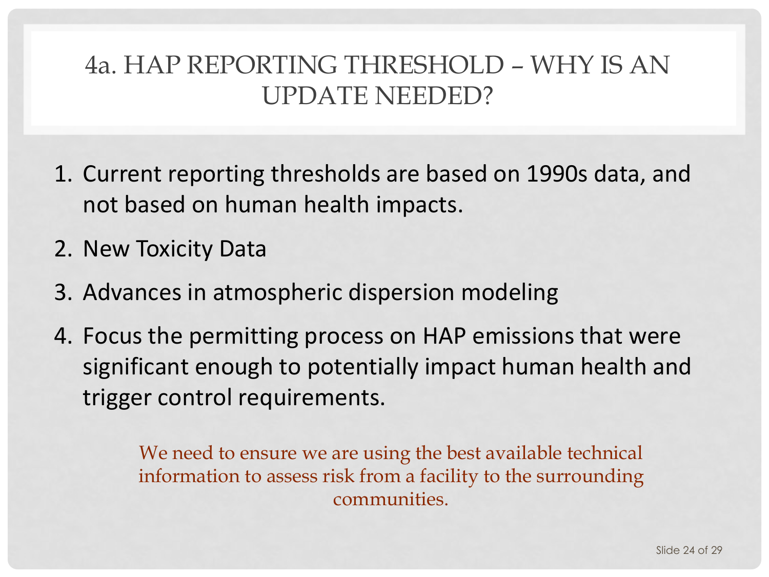# 4a. HAP REPORTING THRESHOLD – WHY IS AN UPDATE NEEDED?

1. Current reporting thresholds are based on 1990s data, and not based on human health impacts.
2. New Toxicity Data
3. Advances in atmospheric dispersion modeling
4. Focus the permitting process on HAP emissions that were significant enough to potentially impact human health and trigger control requirements.

We need to ensure we are using the best available technical information to assess risk from a facility to the surrounding communities.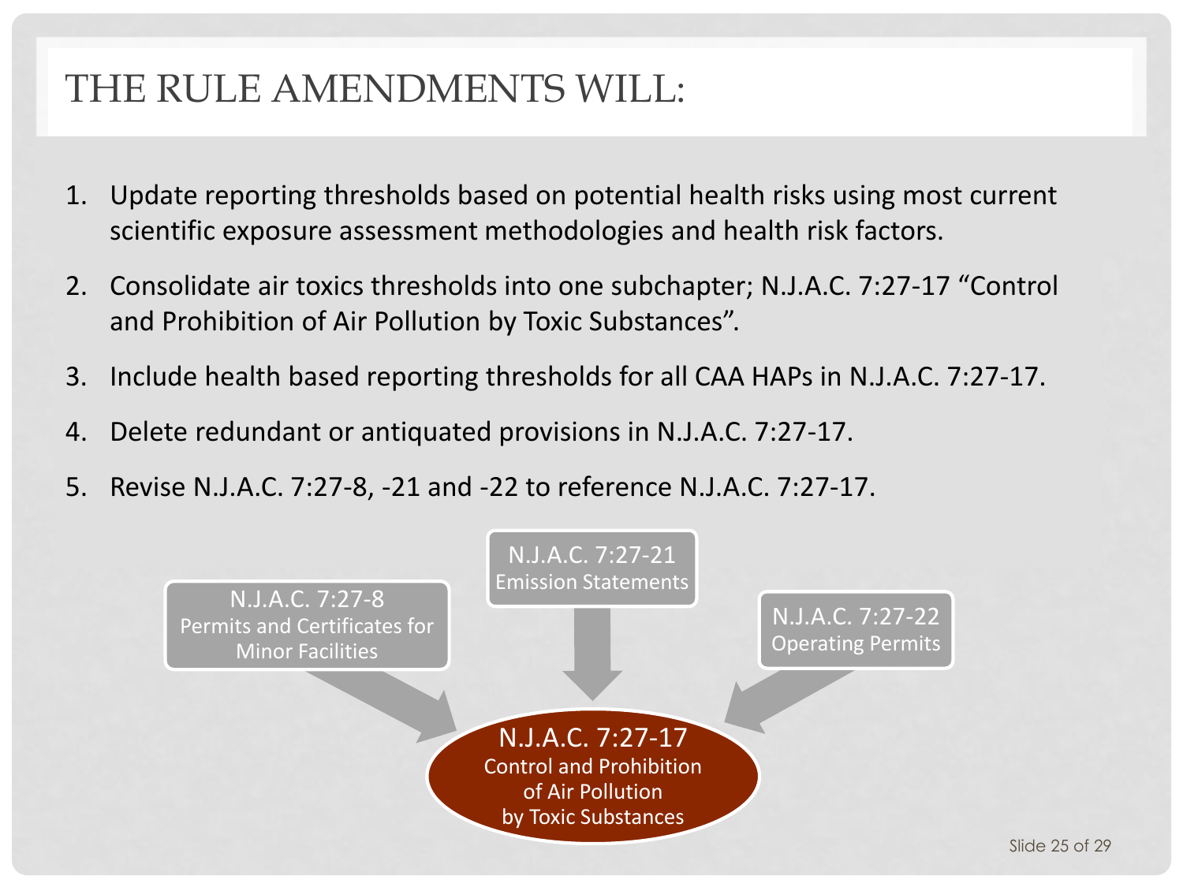# THE RULE AMENDMENTS WILL:

1. Update reporting thresholds based on potential health risks using most current scientific exposure assessment methodologies and health risk factors.
2. Consolidate air toxics thresholds into one subchapter; N.J.A.C. 7:27-17 "Control and Prohibition of Air Pollution by Toxic Substances".
3. Include health based reporting thresholds for all CAA HAPs in N.J.A.C. 7:27-17.
4. Delete redundant or antiquated provisions in N.J.A.C. 7:27-17.
5. Revise N.J.A.C. 7:27-8, -21 and -22 to reference N.J.A.C. 7:27-17.

N.J.A.C. 7:27-8
Permits and Certificates for Minor Facilities

N.J.A.C. 7:27-21
Emission Statements

N.J.A.C. 7:27-22
Operating Permits

N.J.A.C. 7:27-17
Control and Prohibition of Air Pollution by Toxic Substances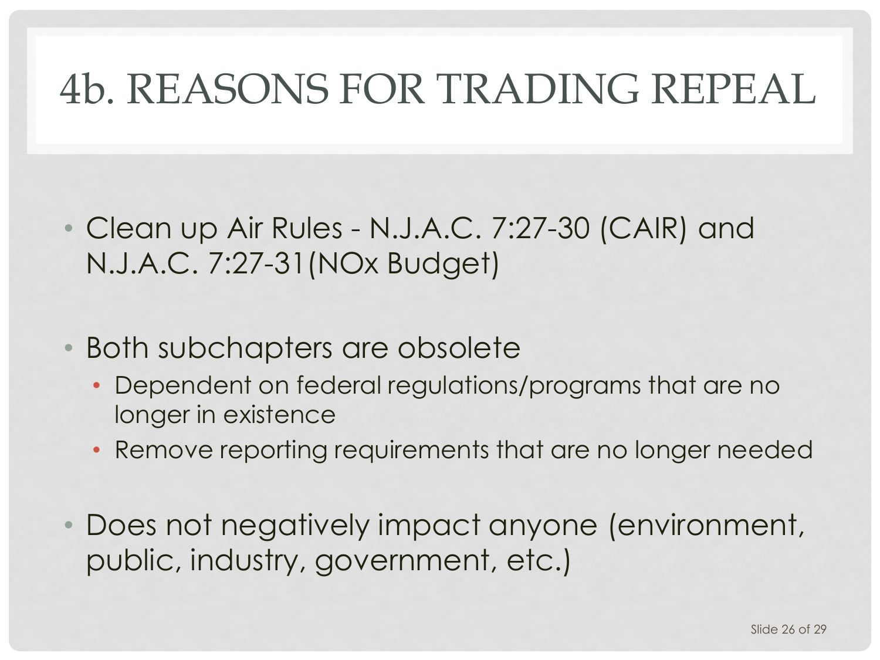# 4b. REASONS FOR TRADING REPEAL

- Clean up Air Rules - N.J.A.C. 7:27-30 (CAIR) and N.J.A.C. 7:27-31(NOx Budget)

- Both subchapters are obsolete
  - Dependent on federal regulations/programs that are no longer in existence
  - Remove reporting requirements that are no longer needed

- Does not negatively impact anyone (environment, public, industry, government, etc.)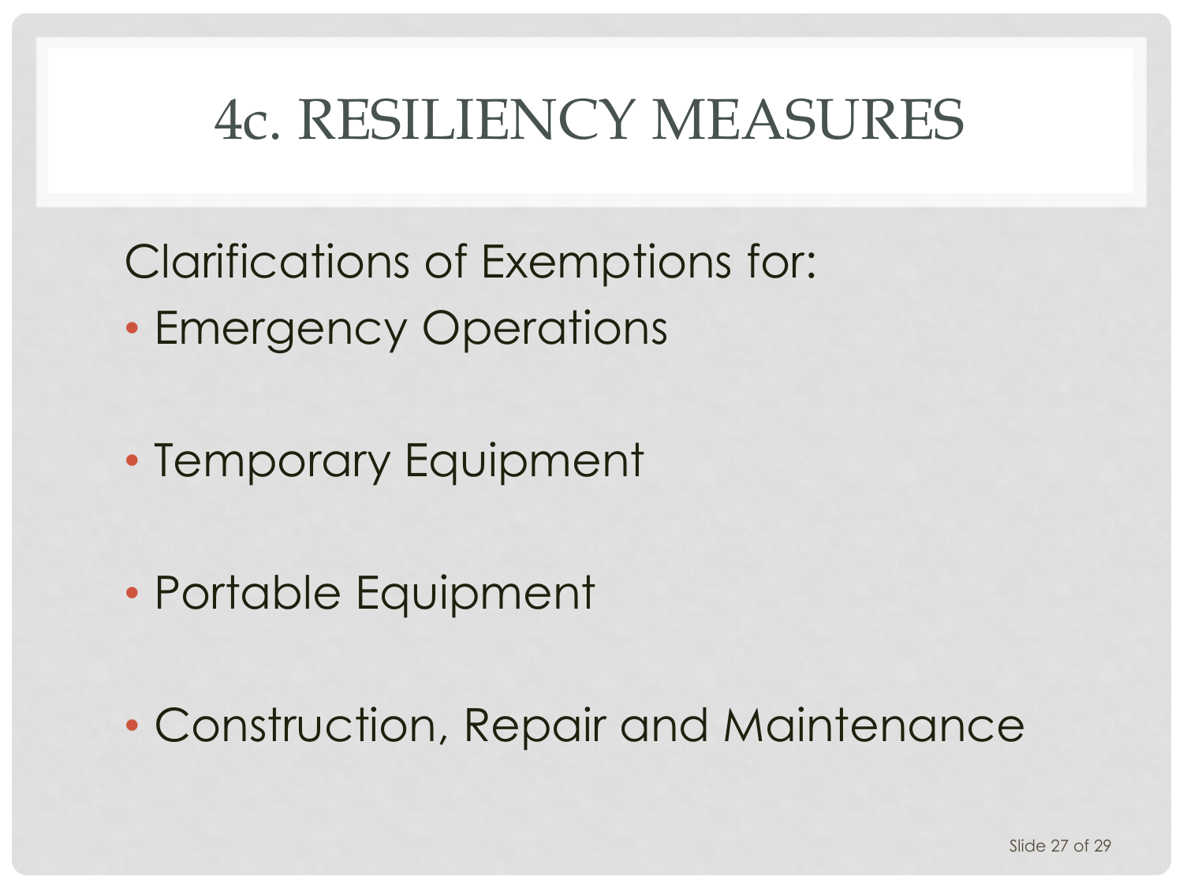# 4c. RESILIENCY MEASURES

Clarifications of Exemptions for:

- Emergency Operations
- Temporary Equipment
- Portable Equipment
- Construction, Repair and Maintenance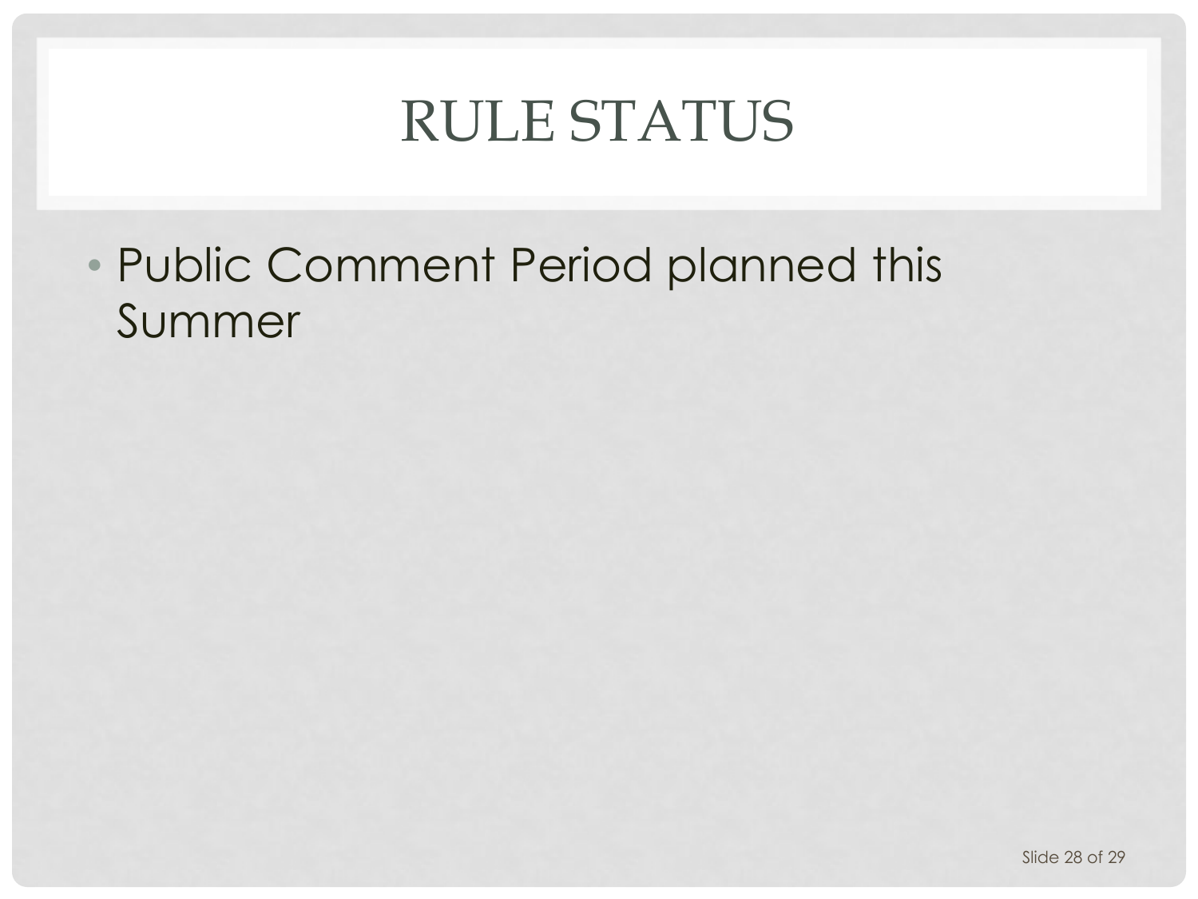# RULE STATUS

- Public Comment Period planned this Summer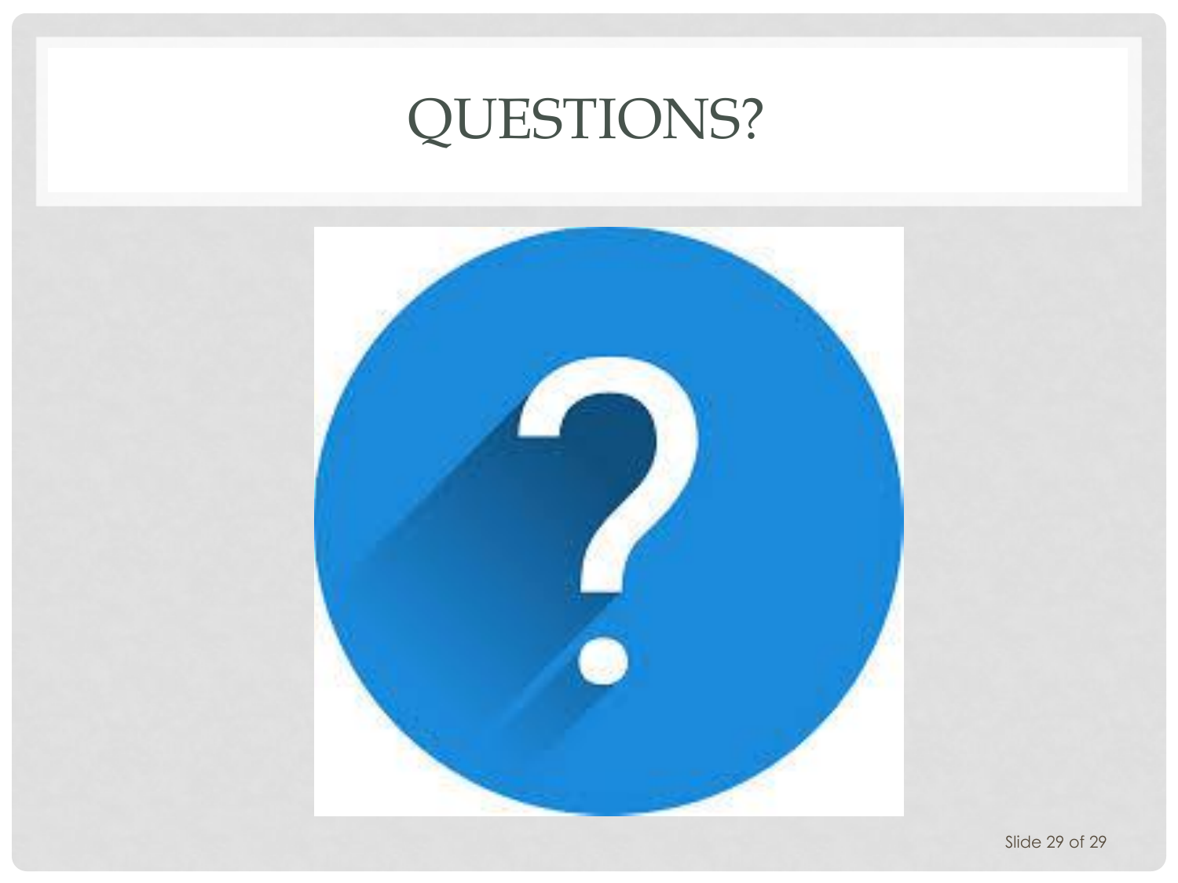# QUESTIONS?